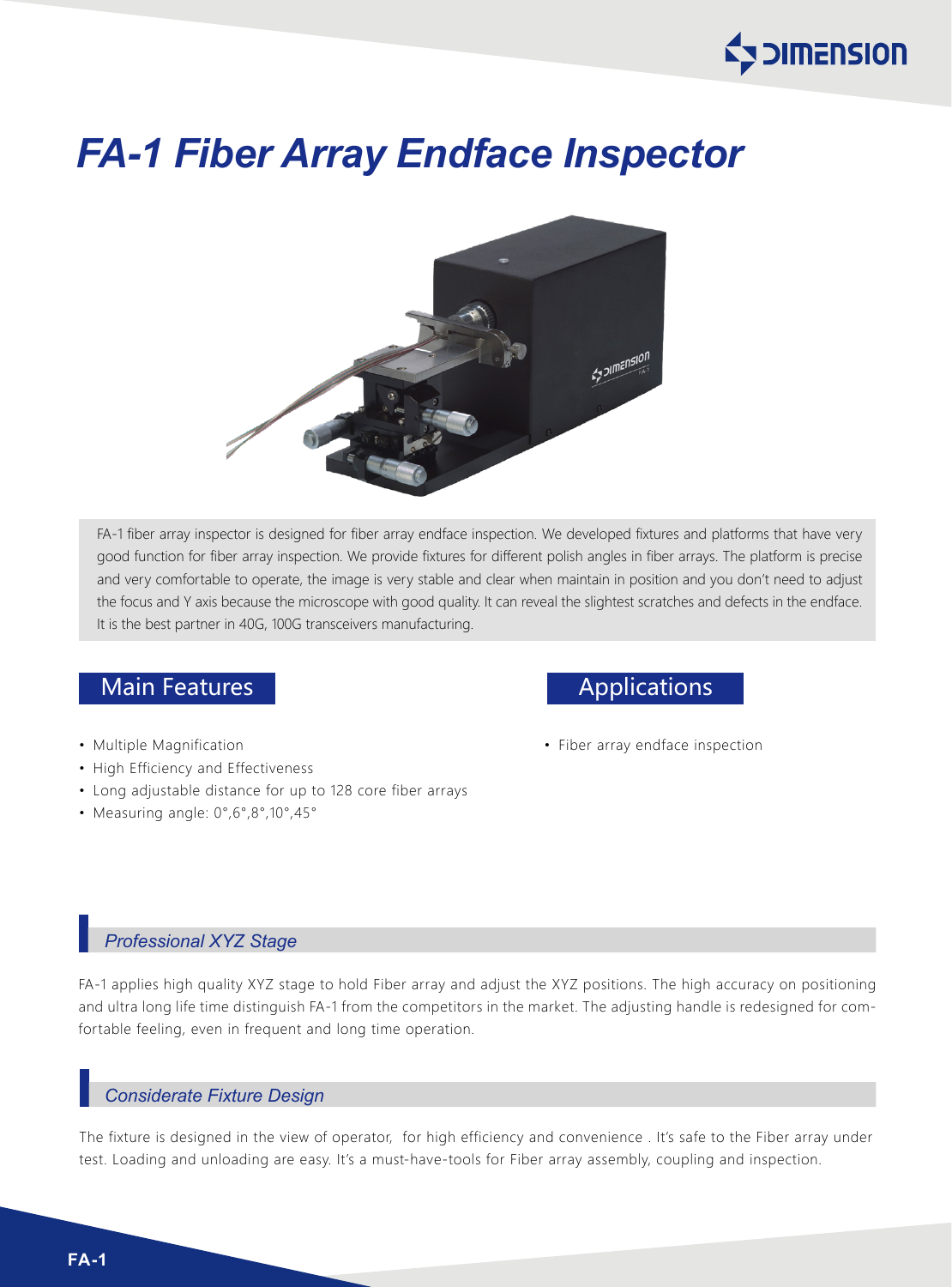# FA-1 Fiber Array Endface Inspector

FA-1 fiber array inspector is designed for fiber array endface inspection. We developed fixtures and platforms that have very good function for fiber array inspection. We provide fixtures for different polish angles in fiber arrays. The platform is precise and very comfortable to operate, the image is very stable and clear when maintain in position and you don't need to adjust the focus and Y axis because the microscope with good quality. It can reveal the slightest scratches and defects in the endface. It is the best partner in 40G, 100G transceivers manufacturing.

## Main Features

- Multiple Magnification
- High Efficiency and Effectiveness
- Long adjustable distance for up to 128 core fiber arrays
- Measuring angle: 0°,6°,8°,10°,45°

## Applications

- Fiber array endface inspection

### *Professional XYZ Stage*

FA-1 applies high quality XYZ stage to hold Fiber array and adjust the XYZ positions. The high accuracy on positioning and ultra long life time distinguish FA-1 from the competitors in the market. The adjusting handle is redesigned for comfortable feeling, even in frequent and long time operation.

### *Considerate Fixture Design*

The fixture is designed in the view of operator, for high efficiency and convenience . It's safe to the Fiber array under test. Loading and unloading are easy. It's a must-have-tools for Fiber array assembly, coupling and inspection.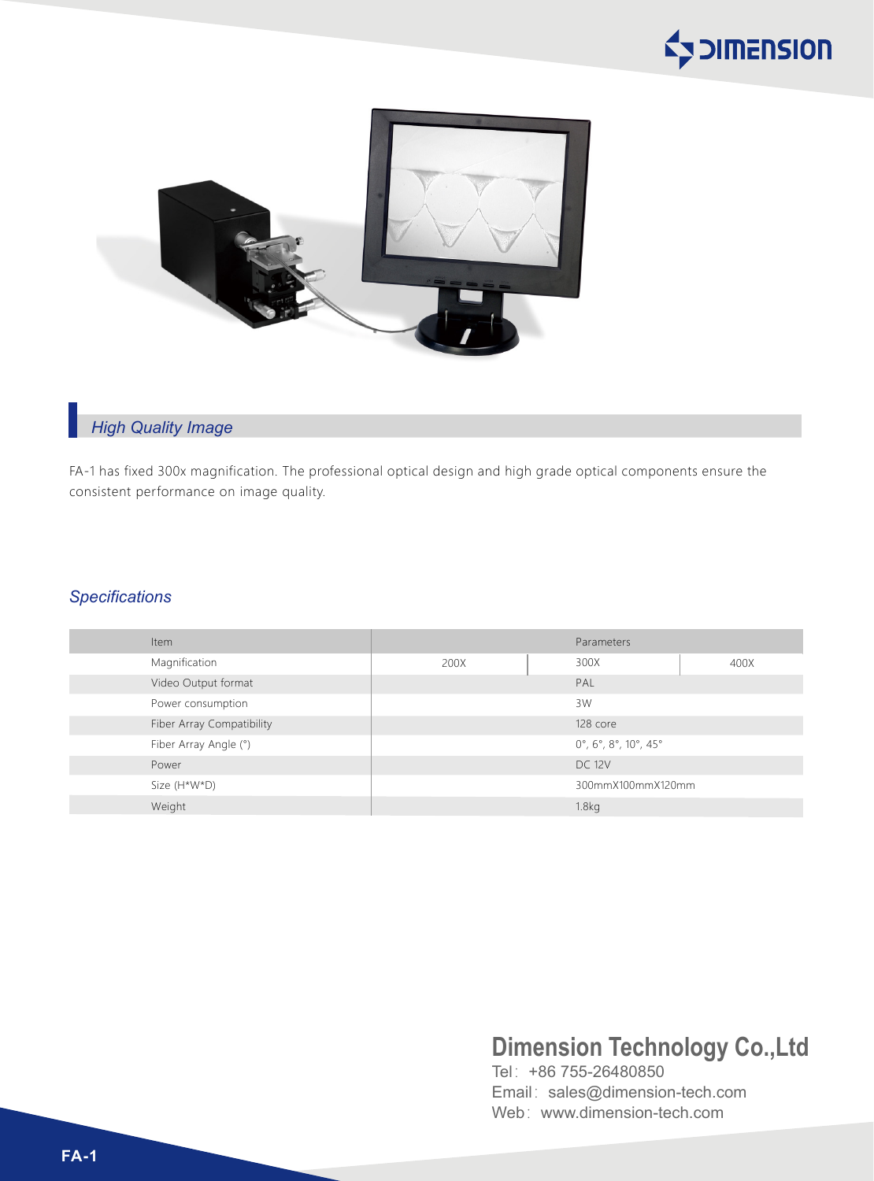## *High Quality Image*

FA-1 has fixed 300x magnification. The professional optical design and high grade optical components ensure the consistent performance on image quality.

## *Specifications*

| Item | Parameters | | |
|---|---|---|---|
| Magnification | 200X | 300X | 400X |
| Video Output format | PAL | | |
| Power consumption | 3W | | |
| Fiber Array Compatibility | 128 core | | |
| Fiber Array Angle (°) | 0°, 6°, 8°, 10°, 45° | | |
| Power | DC 12V | | |
| Size (H*W*D) | 300mmX100mmX120mm | | |
| Weight | 1.8kg | | |

**Dimension Technology Co.,Ltd**

Tel: +86 755-26480850

Email: sales@dimension-tech.com

Web: www.dimension-tech.com